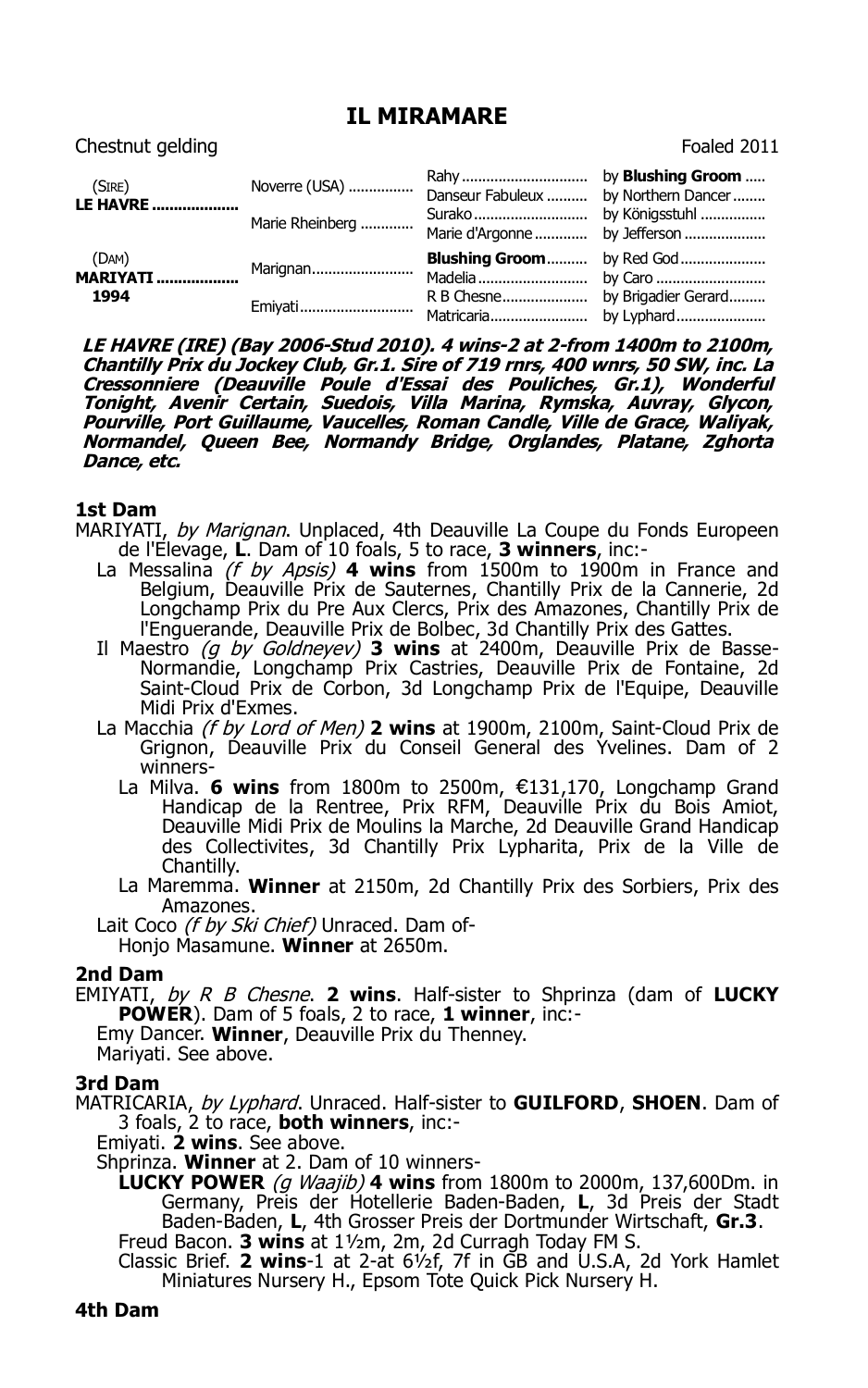# IL MIRAMARE

Chestnut gelding Foaled 2011

| | | | |
|---|---|---|---|
| (SIRE) **LE HAVRE** | Noverre (USA) | Rahy | by **Blushing Groom** |
| | | Danseur Fabuleux | by Northern Dancer |
| | Marie Rheinberg | Surako | by Königsstuhl |
| | | Marie d'Argonne | by Jefferson |
| (DAM) **MARIYATI** 1994 | Marignan | **Blushing Groom** | by Red God |
| | | Madelia | by Caro |
| | Emiyati | R B Chesne | by Brigadier Gerard |
| | | Matricaria | by Lyphard |

***LE HAVRE (IRE) (Bay 2006-Stud 2010). 4 wins-2 at 2-from 1400m to 2100m, Chantilly Prix du Jockey Club, Gr.1. Sire of 719 rnrs, 400 wnrs, 50 SW, inc. La Cressonniere (Deauville Poule d'Essai des Pouliches, Gr.1), Wonderful Tonight, Avenir Certain, Suedois, Villa Marina, Rymska, Auvray, Glycon, Pourville, Port Guillaume, Vaucelles, Roman Candle, Ville de Grace, Waliyak, Normandel, Queen Bee, Normandy Bridge, Orglandes, Platane, Zghorta Dance, etc.***

### 1st Dam

MARIYATI, *by Marignan*. Unplaced, 4th Deauville La Coupe du Fonds Europeen de l'Elevage, **L**. Dam of 10 foals, 5 to race, **3 winners**, inc:-

- La Messalina *(f by Apsis)* **4 wins** from 1500m to 1900m in France and Belgium, Deauville Prix de Sauternes, Chantilly Prix de la Cannerie, 2d Longchamp Prix du Pre Aux Clercs, Prix des Amazones, Chantilly Prix de l'Enguerande, Deauville Prix de Bolbec, 3d Chantilly Prix des Gattes.
- Il Maestro *(g by Goldneyev)* **3 wins** at 2400m, Deauville Prix de Basse-Normandie, Longchamp Prix Castries, Deauville Prix de Fontaine, 2d Saint-Cloud Prix de Corbon, 3d Longchamp Prix de l'Equipe, Deauville Midi Prix d'Exmes.
- La Macchia *(f by Lord of Men)* **2 wins** at 1900m, 2100m, Saint-Cloud Prix de Grignon, Deauville Prix du Conseil General des Yvelines. Dam of 2 winners-
  - La Milva. **6 wins** from 1800m to 2500m, €131,170, Longchamp Grand Handicap de la Rentree, Prix RFM, Deauville Prix du Bois Amiot, Deauville Midi Prix de Moulins la Marche, 2d Deauville Grand Handicap des Collectivites, 3d Chantilly Prix Lypharita, Prix de la Ville de Chantilly.
  - La Maremma. **Winner** at 2150m, 2d Chantilly Prix des Sorbiers, Prix des Amazones.
- Lait Coco *(f by Ski Chief)* Unraced. Dam of-
  - Honjo Masamune. **Winner** at 2650m.

### 2nd Dam

EMIYATI, *by R B Chesne*. **2 wins**. Half-sister to Shprinza (dam of **LUCKY POWER**). Dam of 5 foals, 2 to race, **1 winner**, inc:-

- Emy Dancer. **Winner**, Deauville Prix du Thenney.
- Mariyati. See above.

### 3rd Dam

MATRICARIA, *by Lyphard*. Unraced. Half-sister to **GUILFORD**, **SHOEN**. Dam of 3 foals, 2 to race, **both winners**, inc:-

- Emiyati. **2 wins**. See above.
- Shprinza. **Winner** at 2. Dam of 10 winners-
  - **LUCKY POWER** *(g Waajib)* **4 wins** from 1800m to 2000m, 137,600Dm. in Germany, Preis der Hotellerie Baden-Baden, **L**, 3d Preis der Stadt Baden-Baden, **L**, 4th Grosser Preis der Dortmunder Wirtschaft, **Gr.3**.
  - Freud Bacon. **3 wins** at 1½m, 2m, 2d Curragh Today FM S.
  - Classic Brief. **2 wins**-1 at 2-at 6½f, 7f in GB and U.S.A, 2d York Hamlet Miniatures Nursery H., Epsom Tote Quick Pick Nursery H.

### 4th Dam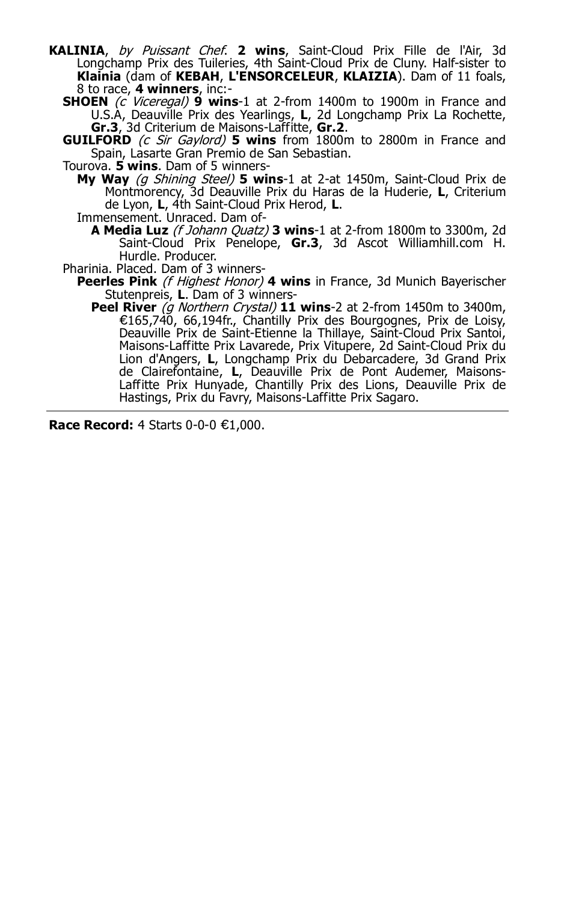**KALINIA**, *by Puissant Chef*. **2 wins**, Saint-Cloud Prix Fille de l'Air, 3d Longchamp Prix des Tuileries, 4th Saint-Cloud Prix de Cluny. Half-sister to **Klainia** (dam of **KEBAH**, **L'ENSORCELEUR**, **KLAIZIA**). Dam of 11 foals, 8 to race, **4 winners**, inc:-

- **SHOEN** *(c Viceregal)* **9 wins**-1 at 2-from 1400m to 1900m in France and U.S.A, Deauville Prix des Yearlings, **L**, 2d Longchamp Prix La Rochette, **Gr.3**, 3d Criterium de Maisons-Laffitte, **Gr.2**.
- **GUILFORD** *(c Sir Gaylord)* **5 wins** from 1800m to 2800m in France and Spain, Lasarte Gran Premio de San Sebastian.
- Tourova. **5 wins**. Dam of 5 winners-
  - **My Way** *(g Shining Steel)* **5 wins**-1 at 2-at 1450m, Saint-Cloud Prix de Montmorency, 3d Deauville Prix du Haras de la Huderie, **L**, Criterium de Lyon, **L**, 4th Saint-Cloud Prix Herod, **L**.
  - Immensement. Unraced. Dam of-
    - **A Media Luz** *(f Johann Quatz)* **3 wins**-1 at 2-from 1800m to 3300m, 2d Saint-Cloud Prix Penelope, **Gr.3**, 3d Ascot Williamhill.com H. Hurdle. Producer.
- Pharinia. Placed. Dam of 3 winners-
  - **Peerles Pink** *(f Highest Honor)* **4 wins** in France, 3d Munich Bayerischer Stutenpreis, **L**. Dam of 3 winners-
    - **Peel River** *(g Northern Crystal)* **11 wins**-2 at 2-from 1450m to 3400m, €165,740, 66,194fr., Chantilly Prix des Bourgognes, Prix de Loisy, Deauville Prix de Saint-Etienne la Thillaye, Saint-Cloud Prix Santoi, Maisons-Laffitte Prix Lavarede, Prix Vitupere, 2d Saint-Cloud Prix du Lion d'Angers, **L**, Longchamp Prix du Debarcadere, 3d Grand Prix de Clairefontaine, **L**, Deauville Prix de Pont Audemer, Maisons-Laffitte Prix Hunyade, Chantilly Prix des Lions, Deauville Prix de Hastings, Prix du Favry, Maisons-Laffitte Prix Sagaro.

---

**Race Record:** 4 Starts 0-0-0 €1,000.